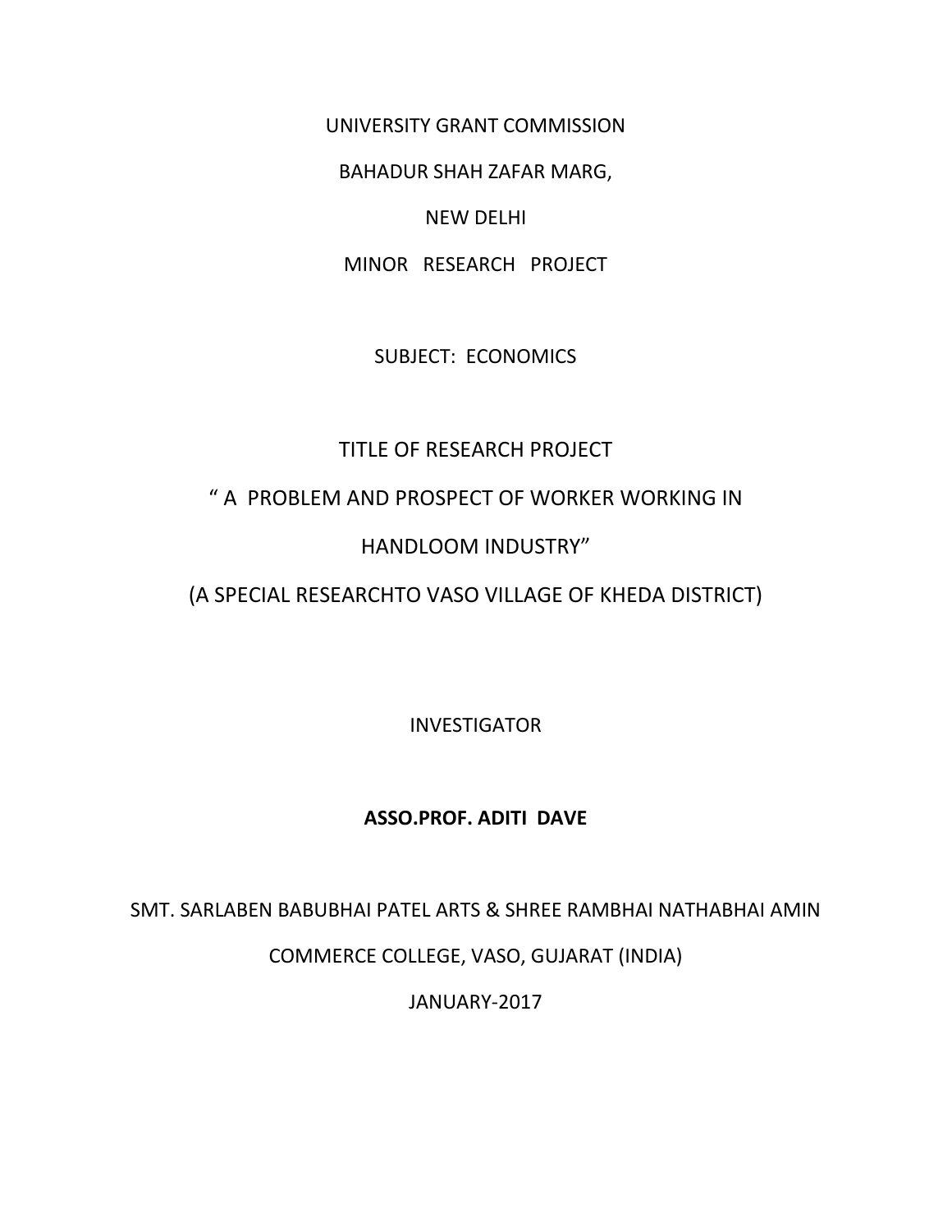UNIVERSITY GRANT COMMISSION

BAHADUR SHAH ZAFAR MARG,

NEW DELHI

MINOR RESEARCH PROJECT

SUBJECT: ECONOMICS

TITLE OF RESEARCH PROJECT

" A PROBLEM AND PROSPECT OF WORKER WORKING IN

HANDLOOM INDUSTRY"

(A SPECIAL RESEARCHTO VASO VILLAGE OF KHEDA DISTRICT)

INVESTIGATOR

**ASSO.PROF. ADITI DAVE**

SMT. SARLABEN BABUBHAI PATEL ARTS & SHREE RAMBHAI NATHABHAI AMIN

COMMERCE COLLEGE, VASO, GUJARAT (INDIA)

JANUARY-2017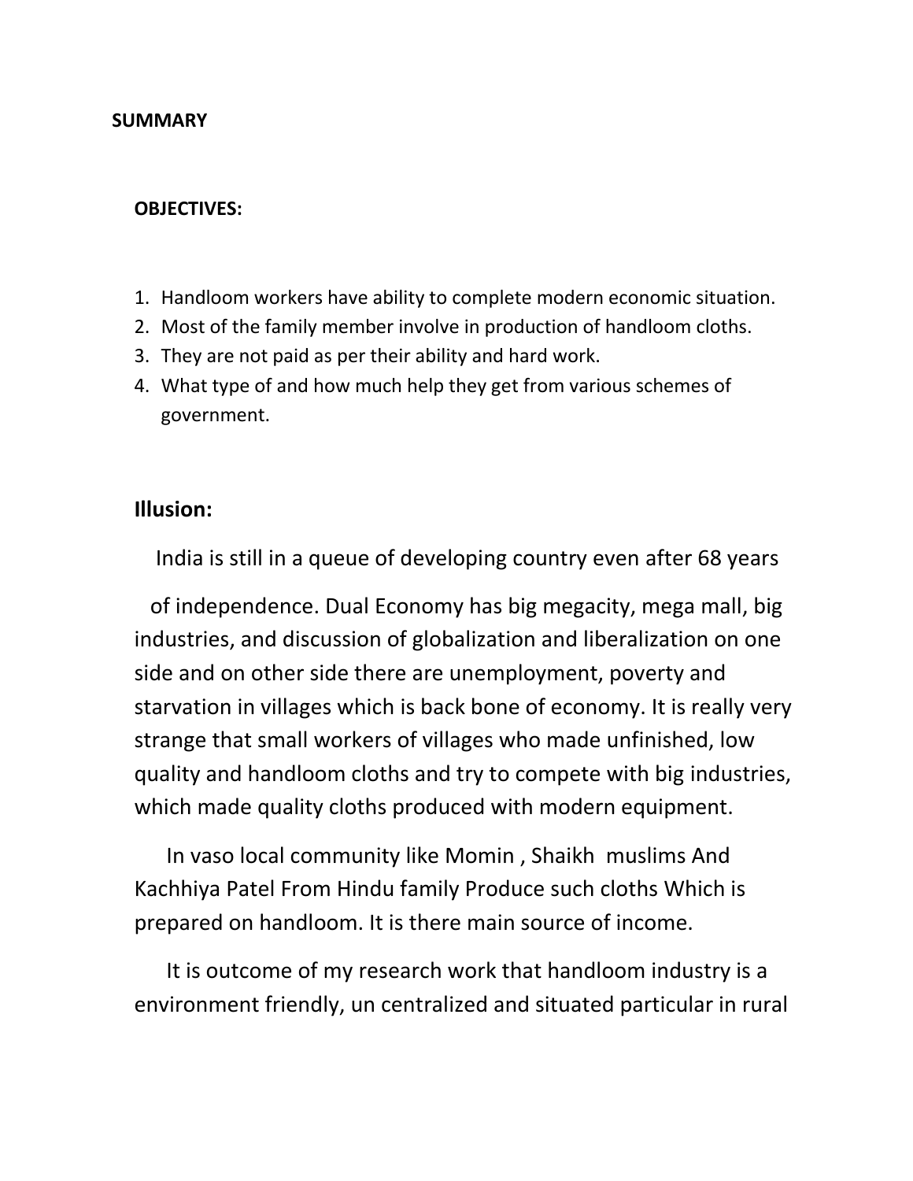# SUMMARY

### OBJECTIVES:

1. Handloom workers have ability to complete modern economic situation.
2. Most of the family member involve in production of handloom cloths.
3. They are not paid as per their ability and hard work.
4. What type of and how much help they get from various schemes of government.

## Illusion:

India is still in a queue of developing country even after 68 years of independence. Dual Economy has big megacity, mega mall, big industries, and discussion of globalization and liberalization on one side and on other side there are unemployment, poverty and starvation in villages which is back bone of economy. It is really very strange that small workers of villages who made unfinished, low quality and handloom cloths and try to compete with big industries, which made quality cloths produced with modern equipment.

In vaso local community like Momin , Shaikh muslims And Kachhiya Patel From Hindu family Produce such cloths Which is prepared on handloom. It is there main source of income.

It is outcome of my research work that handloom industry is a environment friendly, un centralized and situated particular in rural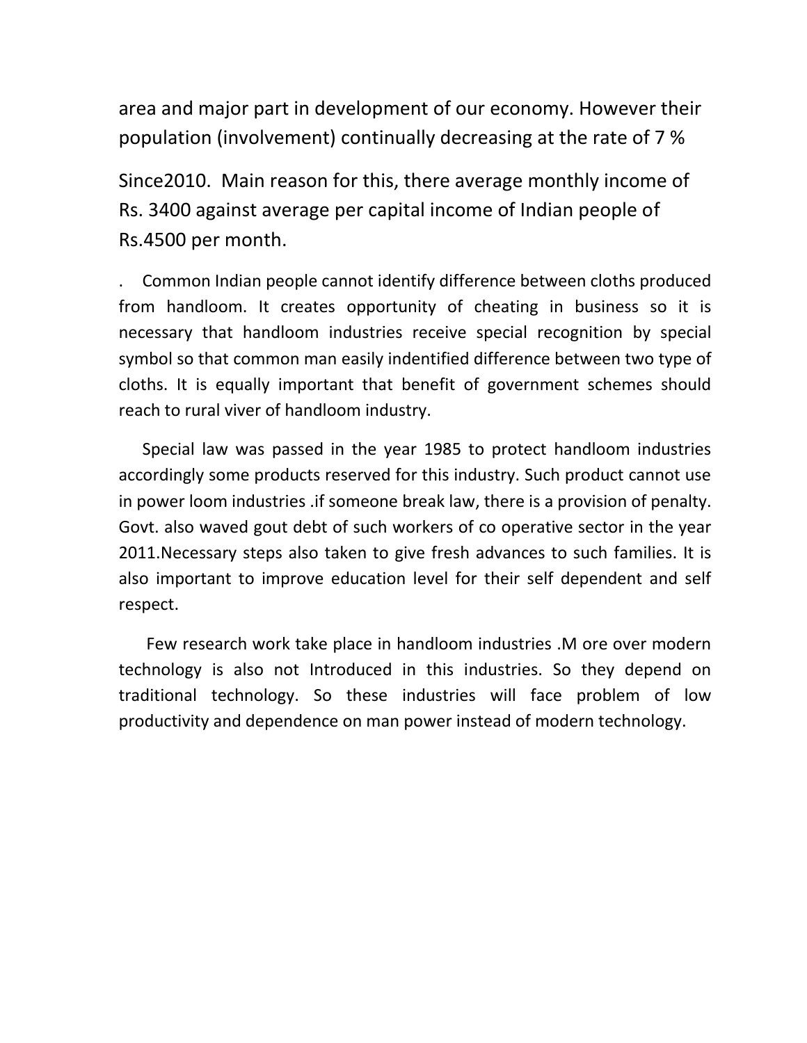area and major part in development of our economy. However their population (involvement) continually decreasing at the rate of 7 %

Since2010. Main reason for this, there average monthly income of Rs. 3400 against average per capital income of Indian people of Rs.4500 per month.

. Common Indian people cannot identify difference between cloths produced from handloom. It creates opportunity of cheating in business so it is necessary that handloom industries receive special recognition by special symbol so that common man easily indentified difference between two type of cloths. It is equally important that benefit of government schemes should reach to rural viver of handloom industry.

Special law was passed in the year 1985 to protect handloom industries accordingly some products reserved for this industry. Such product cannot use in power loom industries .if someone break law, there is a provision of penalty. Govt. also waved gout debt of such workers of co operative sector in the year 2011.Necessary steps also taken to give fresh advances to such families. It is also important to improve education level for their self dependent and self respect.

Few research work take place in handloom industries .M ore over modern technology is also not Introduced in this industries. So they depend on traditional technology. So these industries will face problem of low productivity and dependence on man power instead of modern technology.